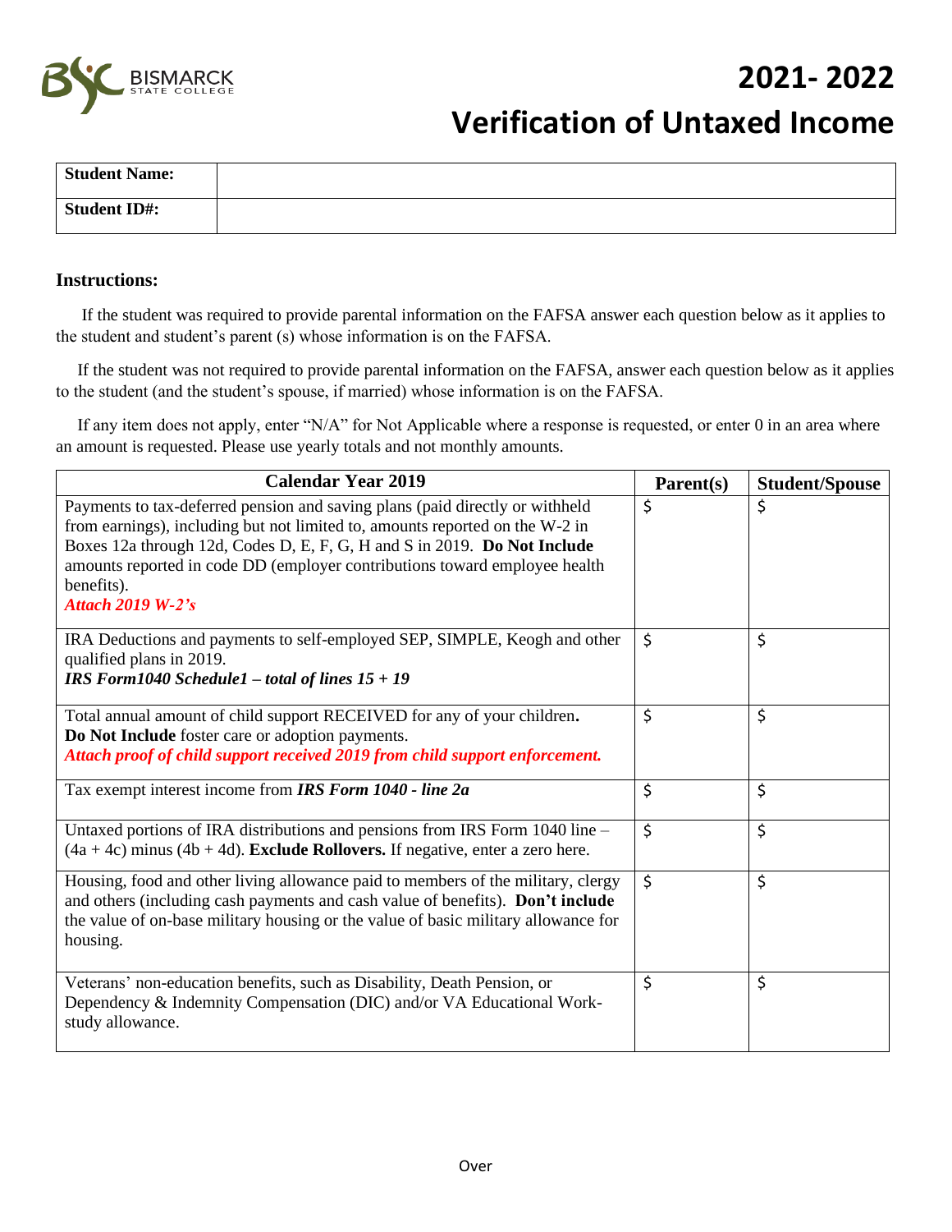# 2021- 2022

# Verification of Untaxed Income

| **Student Name:** | |
|---|---|
| **Student ID#:** | |

### Instructions:

If the student was required to provide parental information on the FAFSA answer each question below as it applies to the student and student's parent (s) whose information is on the FAFSA.

If the student was not required to provide parental information on the FAFSA, answer each question below as it applies to the student (and the student's spouse, if married) whose information is on the FAFSA.

If any item does not apply, enter "N/A" for Not Applicable where a response is requested, or enter 0 in an area where an amount is requested. Please use yearly totals and not monthly amounts.

| **Calendar Year 2019** | **Parent(s)** | **Student/Spouse** |
|---|---|---|
| Payments to tax-deferred pension and saving plans (paid directly or withheld from earnings), including but not limited to, amounts reported on the W-2 in Boxes 12a through 12d, Codes D, E, F, G, H and S in 2019. **Do Not Include** amounts reported in code DD (employer contributions toward employee health benefits). ***Attach 2019 W-2's*** | $ | $ |
| IRA Deductions and payments to self-employed SEP, SIMPLE, Keogh and other qualified plans in 2019. ***IRS Form1040 Schedule1 – total of lines 15 + 19*** | $ | $ |
| Total annual amount of child support RECEIVED for any of your children**.** **Do Not Include** foster care or adoption payments. ***Attach proof of child support received 2019 from child support enforcement.*** | $ | $ |
| Tax exempt interest income from ***IRS Form 1040 - line 2a*** | $ | $ |
| Untaxed portions of IRA distributions and pensions from IRS Form 1040 line – (4a + 4c) minus (4b + 4d). **Exclude Rollovers.** If negative, enter a zero here. | $ | $ |
| Housing, food and other living allowance paid to members of the military, clergy and others (including cash payments and cash value of benefits). **Don't include** the value of on-base military housing or the value of basic military allowance for housing. | $ | $ |
| Veterans' non-education benefits, such as Disability, Death Pension, or Dependency & Indemnity Compensation (DIC) and/or VA Educational Work-study allowance. | $ | $ |

Over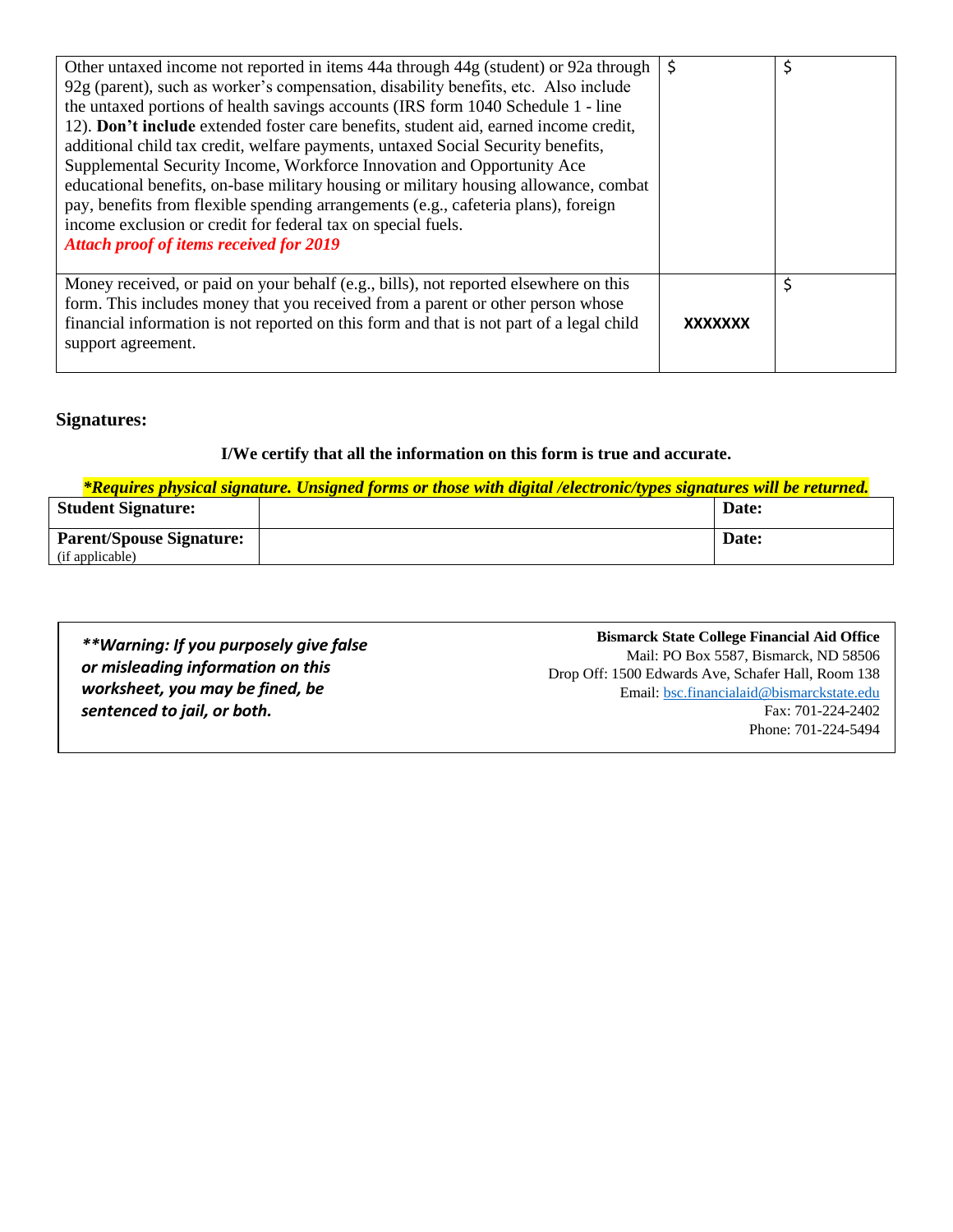| | | |
|---|---|---|
| Other untaxed income not reported in items 44a through 44g (student) or 92a through 92g (parent), such as worker's compensation, disability benefits, etc. Also include the untaxed portions of health savings accounts (IRS form 1040 Schedule 1 - line 12). **Don't include** extended foster care benefits, student aid, earned income credit, additional child tax credit, welfare payments, untaxed Social Security benefits, Supplemental Security Income, Workforce Innovation and Opportunity Ace educational benefits, on-base military housing or military housing allowance, combat pay, benefits from flexible spending arrangements (e.g., cafeteria plans), foreign income exclusion or credit for federal tax on special fuels. ***Attach proof of items received for 2019*** | $ | $ |
| Money received, or paid on your behalf (e.g., bills), not reported elsewhere on this form. This includes money that you received from a parent or other person whose financial information is not reported on this form and that is not part of a legal child support agreement. | **XXXXXXX** | $ |

**Signatures:**

**I/We certify that all the information on this form is true and accurate.**

***\*Requires physical signature. Unsigned forms or those with digital /electronic/types signatures will be returned.***

| | | |
|---|---|---|
| **Student Signature:** | | **Date:** |
| **Parent/Spouse Signature:** (if applicable) | | **Date:** |

***\*\*Warning: If you purposely give false or misleading information on this worksheet, you may be fined, be sentenced to jail, or both.***

**Bismarck State College Financial Aid Office**
Mail: PO Box 5587, Bismarck, ND 58506
Drop Off: 1500 Edwards Ave, Schafer Hall, Room 138
Email: bsc.financialaid@bismarckstate.edu
Fax: 701-224-2402
Phone: 701-224-5494